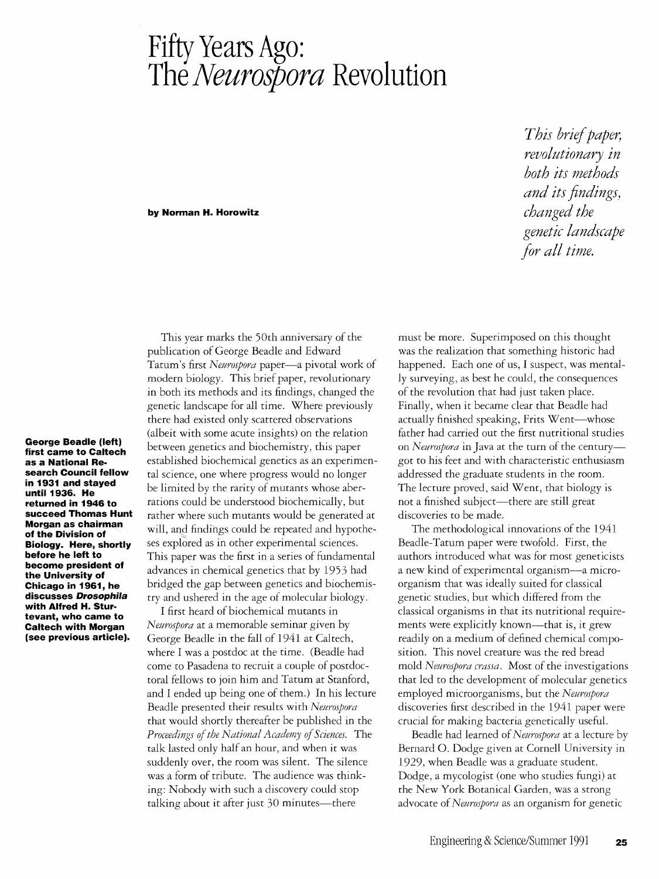# Fifty Years Ago: The *Neurospora* Revolution

*This brief paper, revolutionary in both its methods and its findings, changed the genetic landscape for all time.*

**by Norman H. Horowitz**

**George Beadle (left) first came to Caltech as a National Research Council fellow in 1931 and stayed until 1936. He returned in 1946 to succeed Thomas Hunt Morgan as chairman of the Division of Biology. Here, shortly before he left to become president of the University of Chicago in 1961, he discusses *Drosophila* with Alfred H. Sturtevant, who came to Caltech with Morgan (see previous article).**

This year marks the 50th anniversary of the publication of George Beadle and Edward Tatum's first *Neurospora* paper—a pivotal work of modern biology. This brief paper, revolutionary in both its methods and its findings, changed the genetic landscape for all time. Where previously there had existed only scattered observations (albeit with some acute insights) on the relation between genetics and biochemistry, this paper established biochemical genetics as an experimental science, one where progress would no longer be limited by the rarity of mutants whose aberrations could be understood biochemically, but rather where such mutants would be generated at will, and findings could be repeated and hypotheses explored as in other experimental sciences. This paper was the first in a series of fundamental advances in chemical genetics that by 1953 had bridged the gap between genetics and biochemistry and ushered in the age of molecular biology.

I first heard of biochemical mutants in *Neurospora* at a memorable seminar given by George Beadle in the fall of 1941 at Caltech, where I was a postdoc at the time. (Beadle had come to Pasadena to recruit a couple of postdoctoral fellows to join him and Tatum at Stanford, and I ended up being one of them.) In his lecture Beadle presented their results with *Neurospora* that would shortly thereafter be published in the *Proceedings of the National Academy of Sciences.* The talk lasted only half an hour, and when it was suddenly over, the room was silent. The silence was a form of tribute. The audience was thinking: Nobody with such a discovery could stop talking about it after just 30 minutes—there must be more. Superimposed on this thought was the realization that something historic had happened. Each one of us, I suspect, was mentally surveying, as best he could, the consequences of the revolution that had just taken place. Finally, when it became clear that Beadle had actually finished speaking, Frits Went—whose father had carried out the first nutritional studies on *Neurospora* in Java at the turn of the century—got to his feet and with characteristic enthusiasm addressed the graduate students in the room. The lecture proved, said Went, that biology is not a finished subject—there are still great discoveries to be made.

The methodological innovations of the 1941 Beadle-Tatum paper were twofold. First, the authors introduced what was for most geneticists a new kind of experimental organism—a microorganism that was ideally suited for classical genetic studies, but which differed from the classical organisms in that its nutritional requirements were explicitly known—that is, it grew readily on a medium of defined chemical composition. This novel creature was the red bread mold *Neurospora crassa*. Most of the investigations that led to the development of molecular genetics employed microorganisms, but the *Neurospora* discoveries first described in the 1941 paper were crucial for making bacteria genetically useful.

Beadle had learned of *Neurospora* at a lecture by Bernard O. Dodge given at Cornell University in 1929, when Beadle was a graduate student. Dodge, a mycologist (one who studies fungi) at the New York Botanical Garden, was a strong advocate of *Neurospora* as an organism for genetic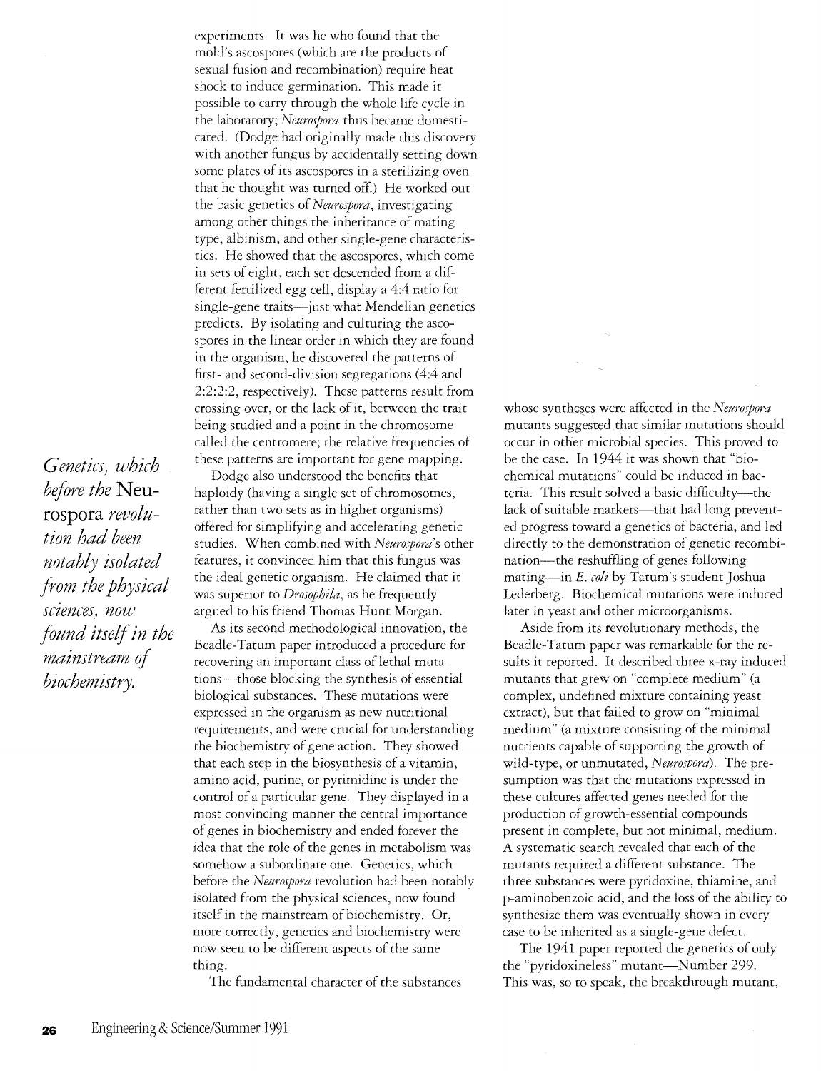experiments. It was he who found that the mold's ascospores (which are the products of sexual fusion and recombination) require heat shock to induce germination. This made it possible to carry through the whole life cycle in the laboratory; *Neurospora* thus became domesticated. (Dodge had originally made this discovery with another fungus by accidentally setting down some plates of its ascospores in a sterilizing oven that he thought was turned off.) He worked out the basic genetics of *Neurospora*, investigating among other things the inheritance of mating type, albinism, and other single-gene characteristics. He showed that the ascospores, which come in sets of eight, each set descended from a different fertilized egg cell, display a 4:4 ratio for single-gene traits—just what Mendelian genetics predicts. By isolating and culturing the ascospores in the linear order in which they are found in the organism, he discovered the patterns of first- and second-division segregations (4:4 and 2:2:2:2, respectively). These patterns result from crossing over, or the lack of it, between the trait being studied and a point in the chromosome called the centromere; the relative frequencies of these patterns are important for gene mapping.

*Genetics, which before the* Neurospora *revolution had been notably isolated from the physical sciences, now found itself in the mainstream of biochemistry.*

Dodge also understood the benefits that haploidy (having a single set of chromosomes, rather than two sets as in higher organisms) offered for simplifying and accelerating genetic studies. When combined with *Neurospora*'s other features, it convinced him that this fungus was the ideal genetic organism. He claimed that it was superior to *Drosophila*, as he frequently argued to his friend Thomas Hunt Morgan.

As its second methodological innovation, the Beadle-Tatum paper introduced a procedure for recovering an important class of lethal mutations—those blocking the synthesis of essential biological substances. These mutations were expressed in the organism as new nutritional requirements, and were crucial for understanding the biochemistry of gene action. They showed that each step in the biosynthesis of a vitamin, amino acid, purine, or pyrimidine is under the control of a particular gene. They displayed in a most convincing manner the central importance of genes in biochemistry and ended forever the idea that the role of the genes in metabolism was somehow a subordinate one. Genetics, which before the *Neurospora* revolution had been notably isolated from the physical sciences, now found itself in the mainstream of biochemistry. Or, more correctly, genetics and biochemistry were now seen to be different aspects of the same thing.

The fundamental character of the substances whose syntheses were affected in the *Neurospora* mutants suggested that similar mutations should occur in other microbial species. This proved to be the case. In 1944 it was shown that "biochemical mutations" could be induced in bacteria. This result solved a basic difficulty—the lack of suitable markers—that had long prevented progress toward a genetics of bacteria, and led directly to the demonstration of genetic recombination—the reshuffling of genes following mating—in *E. coli* by Tatum's student Joshua Lederberg. Biochemical mutations were induced later in yeast and other microorganisms.

Aside from its revolutionary methods, the Beadle-Tatum paper was remarkable for the results it reported. It described three x-ray induced mutants that grew on "complete medium" (a complex, undefined mixture containing yeast extract), but that failed to grow on "minimal medium" (a mixture consisting of the minimal nutrients capable of supporting the growth of wild-type, or unmutated, *Neurospora*). The presumption was that the mutations expressed in these cultures affected genes needed for the production of growth-essential compounds present in complete, but not minimal, medium. A systematic search revealed that each of the mutants required a different substance. The three substances were pyridoxine, thiamine, and p-aminobenzoic acid, and the loss of the ability to synthesize them was eventually shown in every case to be inherited as a single-gene defect.

The 1941 paper reported the genetics of only the "pyridoxineless" mutant—Number 299. This was, so to speak, the breakthrough mutant,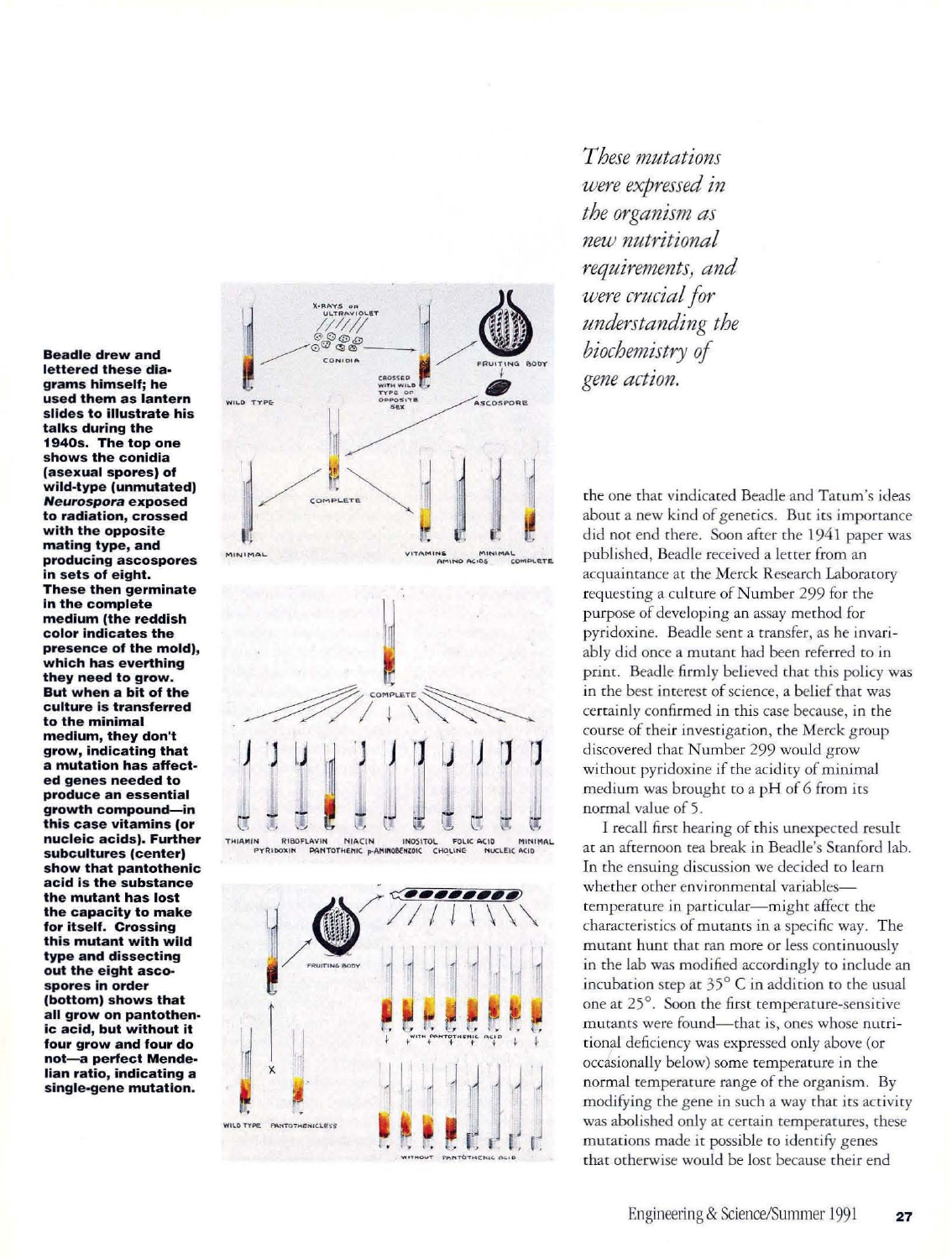**Beadle drew and lettered these diagrams himself; he used them as lantern slides to illustrate his talks during the 1940s. The top one shows the conidia (asexual spores) of wild-type (unmutated) *Neurospora* exposed to radiation, crossed with the opposite mating type, and producing ascospores in sets of eight. These then germinate in the complete medium (the reddish color indicates the presence of the mold), which has everthing they need to grow. But when a bit of the culture is transferred to the minimal medium, they don't grow, indicating that a mutation has affected genes needed to produce an essential growth compound—in this case vitamins (or nucleic acids). Further subcultures (center) show that pantothenic acid is the substance the mutant has lost the capacity to make for itself. Crossing this mutant with wild type and dissecting out the eight ascospores in order (bottom) shows that all grow on pantothenic acid, but without it four grow and four do not—a perfect Mendelian ratio, indicating a single-gene mutation.**

*These mutations were expressed in the organism as new nutritional requirements, and were crucial for understanding the biochemistry of gene action.*

the one that vindicated Beadle and Tatum's ideas about a new kind of genetics. But its importance did not end there. Soon after the 1941 paper was published, Beadle received a letter from an acquaintance at the Merck Research Laboratory requesting a culture of Number 299 for the purpose of developing an assay method for pyridoxine. Beadle sent a transfer, as he invariably did once a mutant had been referred to in print. Beadle firmly believed that this policy was in the best interest of science, a belief that was certainly confirmed in this case because, in the course of their investigation, the Merck group discovered that Number 299 would grow without pyridoxine if the acidity of minimal medium was brought to a pH of 6 from its normal value of 5.

I recall first hearing of this unexpected result at an afternoon tea break in Beadle's Stanford lab. In the ensuing discussion we decided to learn whether other environmental variables—temperature in particular—might affect the characteristics of mutants in a specific way. The mutant hunt that ran more or less continuously in the lab was modified accordingly to include an incubation step at 35° C in addition to the usual one at 25°. Soon the first temperature-sensitive mutants were found—that is, ones whose nutritional deficiency was expressed only above (or occasionally below) some temperature in the normal temperature range of the organism. By modifying the gene in such a way that its activity was abolished only at certain temperatures, these mutations made it possible to identify genes that otherwise would be lost because their end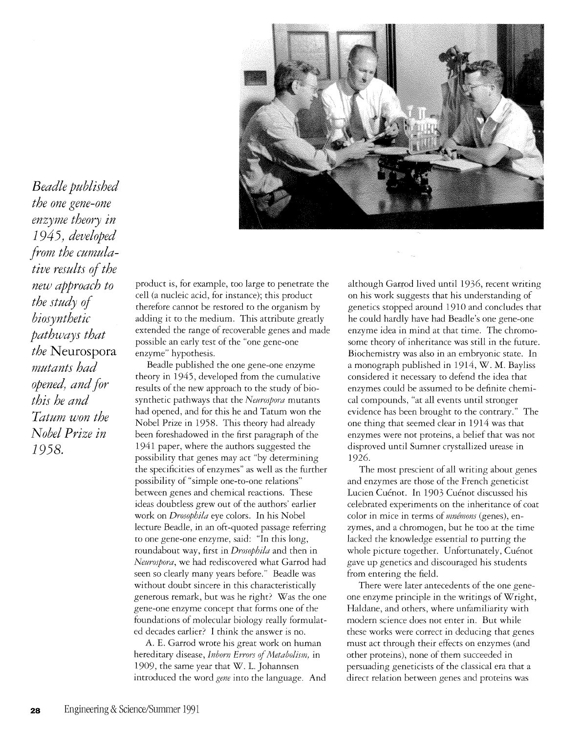*Beadle published the one gene-one enzyme theory in 1945, developed from the cumulative results of the new approach to the study of biosynthetic pathways that the* Neurospora *mutants had opened, and for this he and Tatum won the Nobel Prize in 1958.*

product is, for example, too large to penetrate the cell (a nucleic acid, for instance); this product therefore cannot be restored to the organism by adding it to the medium. This attribute greatly extended the range of recoverable genes and made possible an early test of the "one gene-one enzyme" hypothesis.

Beadle published the one gene-one enzyme theory in 1945, developed from the cumulative results of the new approach to the study of biosynthetic pathways that the *Neurospora* mutants had opened, and for this he and Tatum won the Nobel Prize in 1958. This theory had already been foreshadowed in the first paragraph of the 1941 paper, where the authors suggested the possibility that genes may act "by determining the specificities of enzymes" as well as the further possibility of "simple one-to-one relations" between genes and chemical reactions. These ideas doubtless grew out of the authors' earlier work on *Drosophila* eye colors. In his Nobel lecture Beadle, in an oft-quoted passage referring to one gene-one enzyme, said: "In this long, roundabout way, first in *Drosophila* and then in *Neurospora*, we had rediscovered what Garrod had seen so clearly many years before." Beadle was without doubt sincere in this characteristically generous remark, but was he right? Was the one gene-one enzyme concept that forms one of the foundations of molecular biology really formulated decades earlier? I think the answer is no.

A. E. Garrod wrote his great work on human hereditary disease, *Inborn Errors of Metabolism,* in 1909, the same year that W. L. Johannsen introduced the word *gene* into the language. And although Garrod lived until 1936, recent writing on his work suggests that his understanding of genetics stopped around 1910 and concludes that he could hardly have had Beadle's one gene-one enzyme idea in mind at that time. The chromosome theory of inheritance was still in the future. Biochemistry was also in an embryonic state. In a monograph published in 1914, W. M. Bayliss considered it necessary to defend the idea that enzymes could be assumed to be definite chemical compounds, "at all events until stronger evidence has been brought to the contrary." The one thing that seemed clear in 1914 was that enzymes were not proteins, a belief that was not disproved until Sumner crystallized urease in 1926.

The most prescient of all writing about genes and enzymes are those of the French geneticist Lucien Cuénot. In 1903 Cuénot discussed his celebrated experiments on the inheritance of coat color in mice in terms of *mnémons* (genes), enzymes, and a chromogen, but he too at the time lacked the knowledge essential to putting the whole picture together. Unfortunately, Cuénot gave up genetics and discouraged his students from entering the field.

There were later antecedents of the one gene-one enzyme principle in the writings of Wright, Haldane, and others, where unfamiliarity with modern science does not enter in. But while these works were correct in deducing that genes must act through their effects on enzymes (and other proteins), none of them succeeded in persuading geneticists of the classical era that a direct relation between genes and proteins was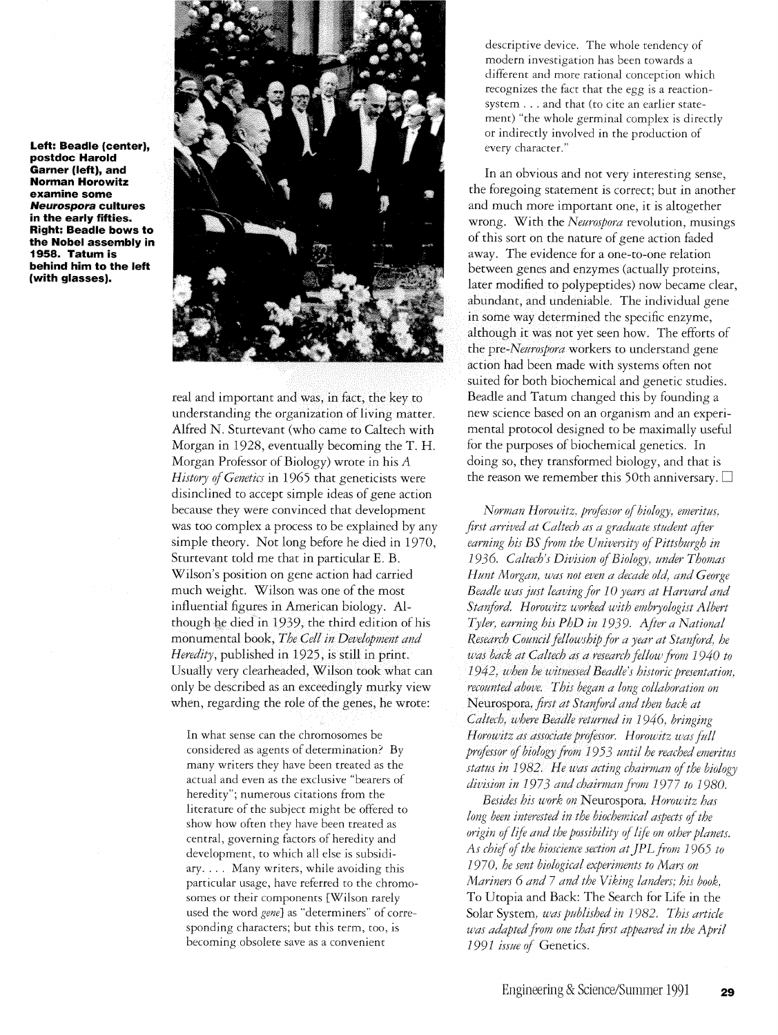**Left: Beadle (center), postdoc Harold Garner (left), and Norman Horowitz examine some *Neurospora* cultures in the early fifties. Right: Beadle bows to the Nobel assembly in 1958. Tatum is behind him to the left (with glasses).**

real and important and was, in fact, the key to understanding the organization of living matter. Alfred N. Sturtevant (who came to Caltech with Morgan in 1928, eventually becoming the T. H. Morgan Professor of Biology) wrote in his *A History of Genetics* in 1965 that geneticists were disinclined to accept simple ideas of gene action because they were convinced that development was too complex a process to be explained by any simple theory. Not long before he died in 1970, Sturtevant told me that in particular E. B. Wilson's position on gene action had carried much weight. Wilson was one of the most influential figures in American biology. Although he died in 1939, the third edition of his monumental book, *The Cell in Development and Heredity*, published in 1925, is still in print. Usually very clearheaded, Wilson took what can only be described as an exceedingly murky view when, regarding the role of the genes, he wrote:

> In what sense can the chromosomes be considered as agents of determination? By many writers they have been treated as the actual and even as the exclusive "bearers of heredity"; numerous citations from the literature of the subject might be offered to show how often they have been treated as central, governing factors of heredity and development, to which all else is subsidiary. . . . Many writers, while avoiding this particular usage, have referred to the chromosomes or their components [Wilson rarely used the word *gene*] as "determiners" of corresponding characters; but this term, too, is becoming obsolete save as a convenient descriptive device. The whole tendency of modern investigation has been towards a different and more rational conception which recognizes the fact that the egg is a reaction-system . . . and that (to cite an earlier statement) "the whole germinal complex is directly or indirectly involved in the production of every character."

In an obvious and not very interesting sense, the foregoing statement is correct; but in another and much more important one, it is altogether wrong. With the *Neurospora* revolution, musings of this sort on the nature of gene action faded away. The evidence for a one-to-one relation between genes and enzymes (actually proteins, later modified to polypeptides) now became clear, abundant, and undeniable. The individual gene in some way determined the specific enzyme, although it was not yet seen how. The efforts of the pre-*Neurospora* workers to understand gene action had been made with systems often not suited for both biochemical and genetic studies. Beadle and Tatum changed this by founding a new science based on an organism and an experimental protocol designed to be maximally useful for the purposes of biochemical genetics. In doing so, they transformed biology, and that is the reason we remember this 50th anniversary. □

*Norman Horowitz, professor of biology, emeritus, first arrived at Caltech as a graduate student after earning his BS from the University of Pittsburgh in 1936. Caltech's Division of Biology, under Thomas Hunt Morgan, was not even a decade old, and George Beadle was just leaving for 10 years at Harvard and Stanford. Horowitz worked with embryologist Albert Tyler, earning his PhD in 1939. After a National Research Council fellowship for a year at Stanford, he was back at Caltech as a research fellow from 1940 to 1942, when he witnessed Beadle's historic presentation, recounted above. This began a long collaboration on* Neurospora*, first at Stanford and then back at Caltech, where Beadle returned in 1946, bringing Horowitz as associate professor. Horowitz was full professor of biology from 1953 until he reached emeritus status in 1982. He was acting chairman of the biology division in 1973 and chairman from 1977 to 1980.*

*Besides his work on* Neurospora*, Horowitz has long been interested in the biochemical aspects of the origin of life and the possibility of life on other planets. As chief of the bioscience section at JPL from 1965 to 1970, he sent biological experiments to Mars on Mariners 6 and 7 and the Viking landers; his book,* To Utopia and Back: The Search for Life in the Solar System*, was published in 1982. This article was adapted from one that first appeared in the April 1991 issue of* Genetics.